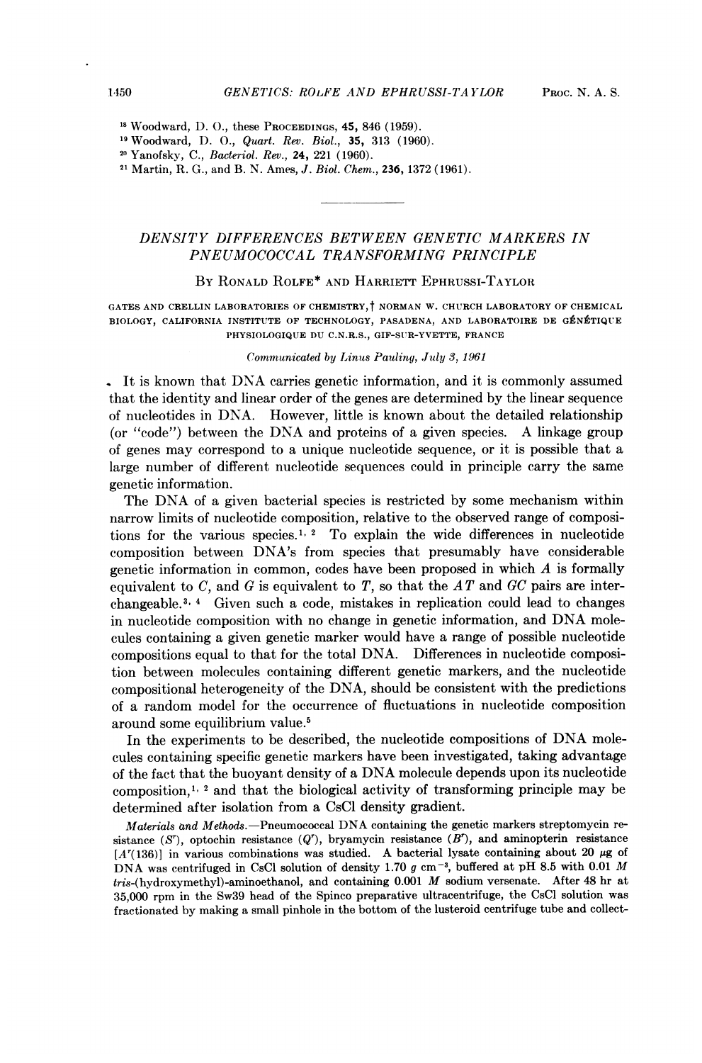[18] Woodward, D. O., these PROCEEDINGS, 45, 846 (1959).
[19] Woodward, D. O., *Quart. Rev. Biol.*, 35, 313 (1960).
[20] Yanofsky, C., *Bacteriol. Rev.*, 24, 221 (1960).
[21] Martin, R. G., and B. N. Ames, *J. Biol. Chem.*, 236, 1372 (1961).

# DENSITY DIFFERENCES BETWEEN GENETIC MARKERS IN PNEUMOCOCCAL TRANSFORMING PRINCIPLE

BY RONALD ROLFE* AND HARRIETT EPHRUSSI-TAYLOR

GATES AND CRELLIN LABORATORIES OF CHEMISTRY,† NORMAN W. CHURCH LABORATORY OF CHEMICAL BIOLOGY, CALIFORNIA INSTITUTE OF TECHNOLOGY, PASADENA, AND LABORATOIRE DE GÉNÉTIQUE PHYSIOLOGIQUE DU C.N.R.S., GIF-SUR-YVETTE, FRANCE

*Communicated by Linus Pauling, July 3, 1961*

It is known that DNA carries genetic information, and it is commonly assumed that the identity and linear order of the genes are determined by the linear sequence of nucleotides in DNA. However, little is known about the detailed relationship (or "code") between the DNA and proteins of a given species. A linkage group of genes may correspond to a unique nucleotide sequence, or it is possible that a large number of different nucleotide sequences could in principle carry the same genetic information.

The DNA of a given bacterial species is restricted by some mechanism within narrow limits of nucleotide composition, relative to the observed range of compositions for the various species.[1, 2] To explain the wide differences in nucleotide composition between DNA's from species that presumably have considerable genetic information in common, codes have been proposed in which *A* is formally equivalent to *C*, and *G* is equivalent to *T*, so that the *AT* and *GC* pairs are interchangeable.[3, 4] Given such a code, mistakes in replication could lead to changes in nucleotide composition with no change in genetic information, and DNA molecules containing a given genetic marker would have a range of possible nucleotide compositions equal to that for the total DNA. Differences in nucleotide composition between molecules containing different genetic markers, and the nucleotide compositional heterogeneity of the DNA, should be consistent with the predictions of a random model for the occurrence of fluctuations in nucleotide composition around some equilibrium value.[5]

In the experiments to be described, the nucleotide compositions of DNA molecules containing specific genetic markers have been investigated, taking advantage of the fact that the buoyant density of a DNA molecule depends upon its nucleotide composition,[1, 2] and that the biological activity of transforming principle may be determined after isolation from a CsCl density gradient.

*Materials and Methods.*—Pneumococcal DNA containing the genetic markers streptomycin resistance ($S^r$), optochin resistance ($Q^r$), bryamycin resistance ($B^r$), and aminopterin resistance [$A^r(136)$] in various combinations was studied. A bacterial lysate containing about 20 μg of DNA was centrifuged in CsCl solution of density 1.70 g cm$^{-3}$, buffered at pH 8.5 with 0.01 *M* *tris*-(hydroxymethyl)-aminoethanol, and containing 0.001 *M* sodium versenate. After 48 hr at 35,000 rpm in the Sw39 head of the Spinco preparative ultracentrifuge, the CsCl solution was fractionated by making a small pinhole in the bottom of the lusteroid centrifuge tube and collect-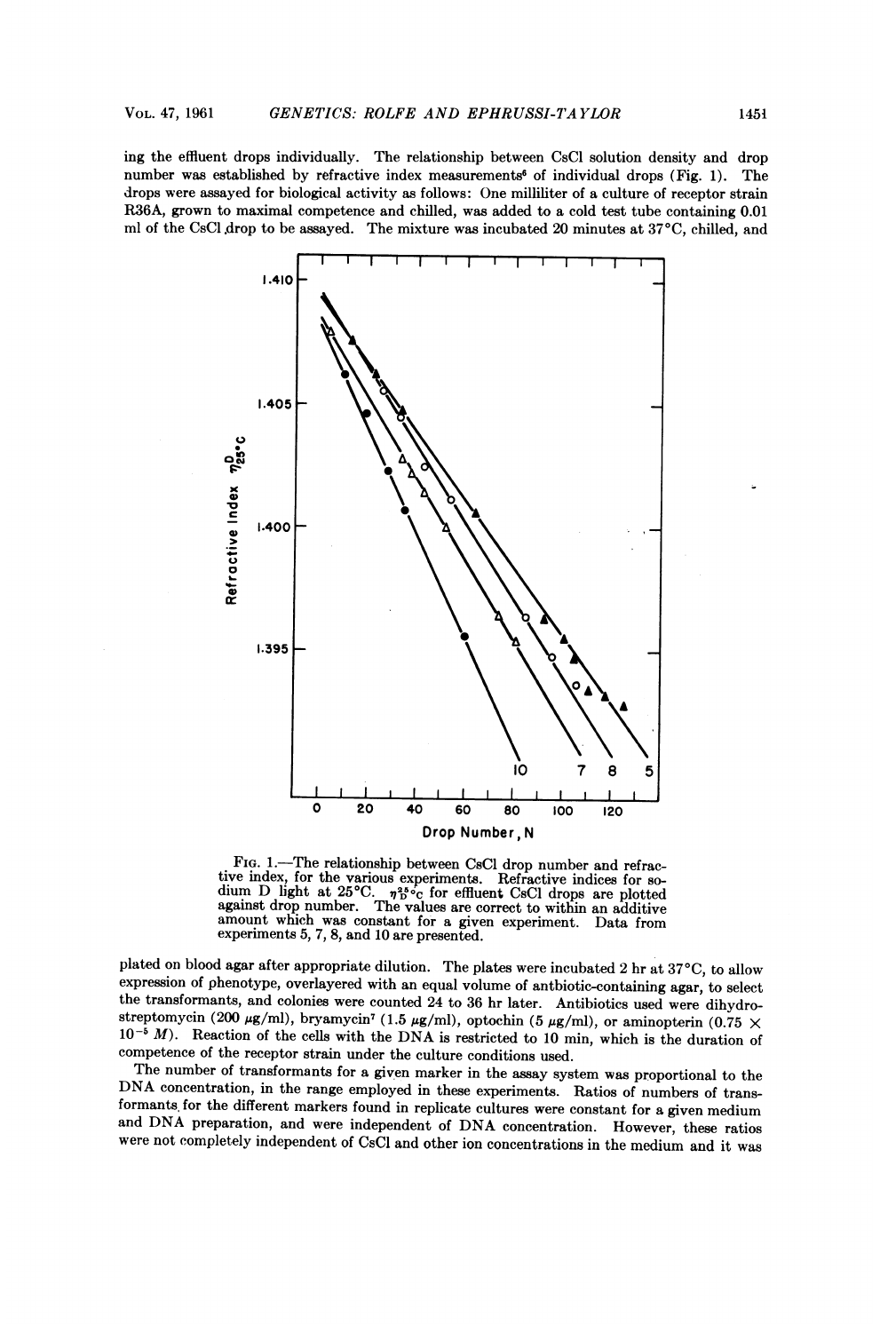ing the effluent drops individually. The relationship between CsCl solution density and drop number was established by refractive index measurements[6] of individual drops (Fig. 1). The drops were assayed for biological activity as follows: One milliliter of a culture of receptor strain R36A, grown to maximal competence and chilled, was added to a cold test tube containing 0.01 ml of the CsCl drop to be assayed. The mixture was incubated 20 minutes at 37°C, chilled, and

FIG. 1.—The relationship between CsCl drop number and refractive index, for the various experiments. Refractive indices for sodium D light at 25°C. $\eta_{D}^{25°C}$ for effluent CsCl drops are plotted against drop number. The values are correct to within an additive amount which was constant for a given experiment. Data from experiments 5, 7, 8, and 10 are presented.

plated on blood agar after appropriate dilution. The plates were incubated 2 hr at 37°C, to allow expression of phenotype, overlayered with an equal volume of antibiotic-containing agar, to select the transformants, and colonies were counted 24 to 36 hr later. Antibiotics used were dihydrostreptomycin (200 μg/ml), bryamycin[7] (1.5 μg/ml), optochin (5 μg/ml), or aminopterin (0.75 × $10^{-5}$ $M$). Reaction of the cells with the DNA is restricted to 10 min, which is the duration of competence of the receptor strain under the culture conditions used.

The number of transformants for a given marker in the assay system was proportional to the DNA concentration, in the range employed in these experiments. Ratios of numbers of transformants for the different markers found in replicate cultures were constant for a given medium and DNA preparation, and were independent of DNA concentration. However, these ratios were not completely independent of CsCl and other ion concentrations in the medium and it was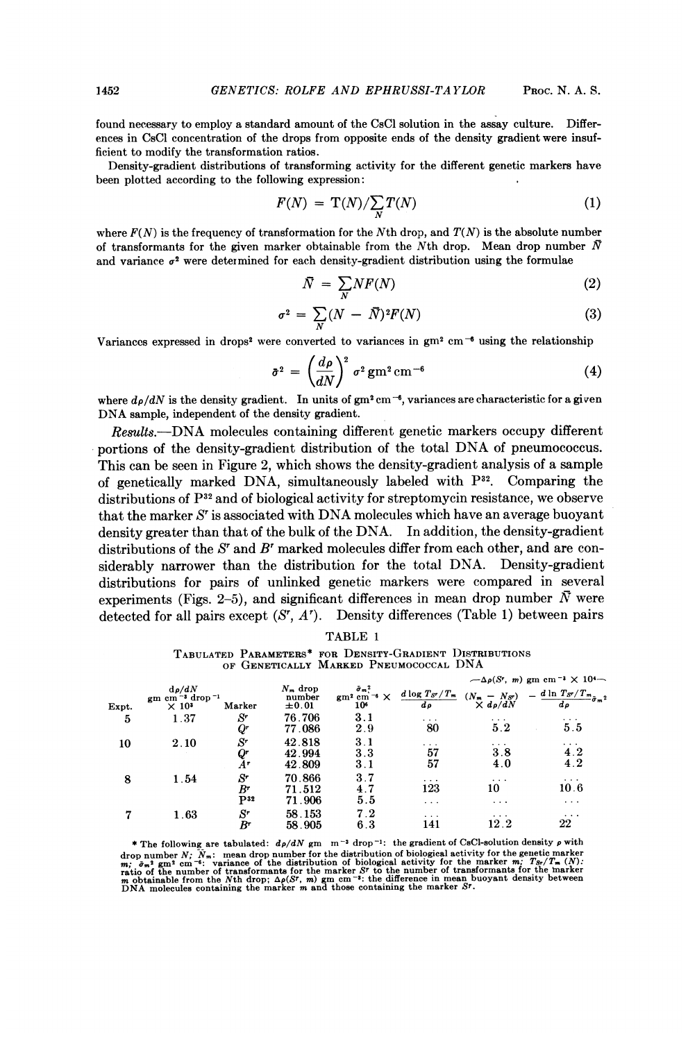found necessary to employ a standard amount of the CsCl solution in the assay culture. Differences in CsCl concentration of the drops from opposite ends of the density gradient were insufficient to modify the transformation ratios.

Density-gradient distributions of transforming activity for the different genetic markers have been plotted according to the following expression:

$$F(N) = T(N)/\sum_N T(N) \tag{1}$$

where $F(N)$ is the frequency of transformation for the $N$th drop, and $T(N)$ is the absolute number of transformants for the given marker obtainable from the $N$th drop. Mean drop number $\bar{N}$ and variance $\sigma^2$ were determined for each density-gradient distribution using the formulae

$$\bar{N} = \sum_N NF(N) \tag{2}$$

$$\sigma^2 = \sum_N (N - \bar{N})^2 F(N) \tag{3}$$

Variances expressed in drops² were converted to variances in gm² cm⁻⁶ using the relationship

$$\bar{\sigma}^2 = \left(\frac{d\rho}{dN}\right)^2 \sigma^2 \text{ gm}^2 \text{ cm}^{-6} \tag{4}$$

where $d\rho/dN$ is the density gradient. In units of gm² cm⁻⁶, variances are characteristic for a given DNA sample, independent of the density gradient.

*Results.*—DNA molecules containing different genetic markers occupy different portions of the density-gradient distribution of the total DNA of pneumococcus. This can be seen in Figure 2, which shows the density-gradient analysis of a sample of genetically marked DNA, simultaneously labeled with $P^{32}$. Comparing the distributions of $P^{32}$ and of biological activity for streptomycin resistance, we observe that the marker $S^r$ is associated with DNA molecules which have an average buoyant density greater than that of the bulk of the DNA. In addition, the density-gradient distributions of the $S^r$ and $B^r$ marked molecules differ from each other, and are considerably narrower than the distribution for the total DNA. Density-gradient distributions for pairs of unlinked genetic markers were compared in several experiments (Figs. 2–5), and significant differences in mean drop number $\bar{N}$ were detected for all pairs except ($S^r$, $A^r$). Density differences (Table 1) between pairs

TABLE 1

TABULATED PARAMETERS* FOR DENSITY-GRADIENT DISTRIBUTIONS OF GENETICALLY MARKED PNEUMOCOCCAL DNA

| Expt. | $d\rho/dN$ gm cm⁻³ drop⁻¹ × 10³ | Marker | $N_m$ drop number ±0.01 | $\bar{\sigma}_m^2$ gm² cm⁻⁶ × 10⁶ | —$\Delta\rho(S^r, m)$ gm cm⁻³ × 10⁴— $\frac{d \log T_{S^r}/T_m}{d\rho}$ | $(N_m - N_{S^r}) \times d\rho/dN$ | $-\frac{d \ln T_{S^r}/T_m}{d\rho}\bar{\sigma}_m^2$ |
|---|---|---|---|---|---|---|---|
| 5 | 1.37 | $S^r$ | 76.706 | 3.1 | ... | ... | ... |
| | | $Q^r$ | 77.086 | 2.9 | 80 | 5.2 | 5.5 |
| 10 | 2.10 | $S^r$ | 42.818 | 3.1 | ... | ... | ... |
| | | $Q^r$ | 42.994 | 3.3 | 57 | 3.8 | 4.2 |
| | | $A^r$ | 42.809 | 3.1 | 57 | 4.0 | 4.2 |
| 8 | 1.54 | $S^r$ | 70.866 | 3.7 | ... | ... | ... |
| | | $B^r$ | 71.512 | 4.7 | 123 | 10 | 10.6 |
| | | $P^{32}$ | 71.906 | 5.5 | ... | ... | ... |
| 7 | 1.63 | $S^r$ | 58.153 | 7.2 | ... | ... | ... |
| | | $B^r$ | 58.905 | 6.3 | 141 | 12.2 | 22 |

\* The following are tabulated: $d\rho/dN$ gm m⁻³ drop⁻¹: the gradient of CsCl-solution density $\rho$ with drop number $N$; $\bar{N}_m$: mean drop number for the distribution of biological activity for the genetic marker $m$; $\bar{\sigma}_m^2$ gm² cm⁻⁶: variance of the distribution of biological activity for the marker $m$; $T_{S^r}/T_m$ $(N)$: ratio of the number of transformants for the marker $S^r$ to the number of transformants for the marker $m$ obtainable from the $N$th drop; $\Delta\rho(S^r, m)$ gm cm⁻³: the difference in mean buoyant density between DNA molecules containing the marker $m$ and those containing the marker $S^r$.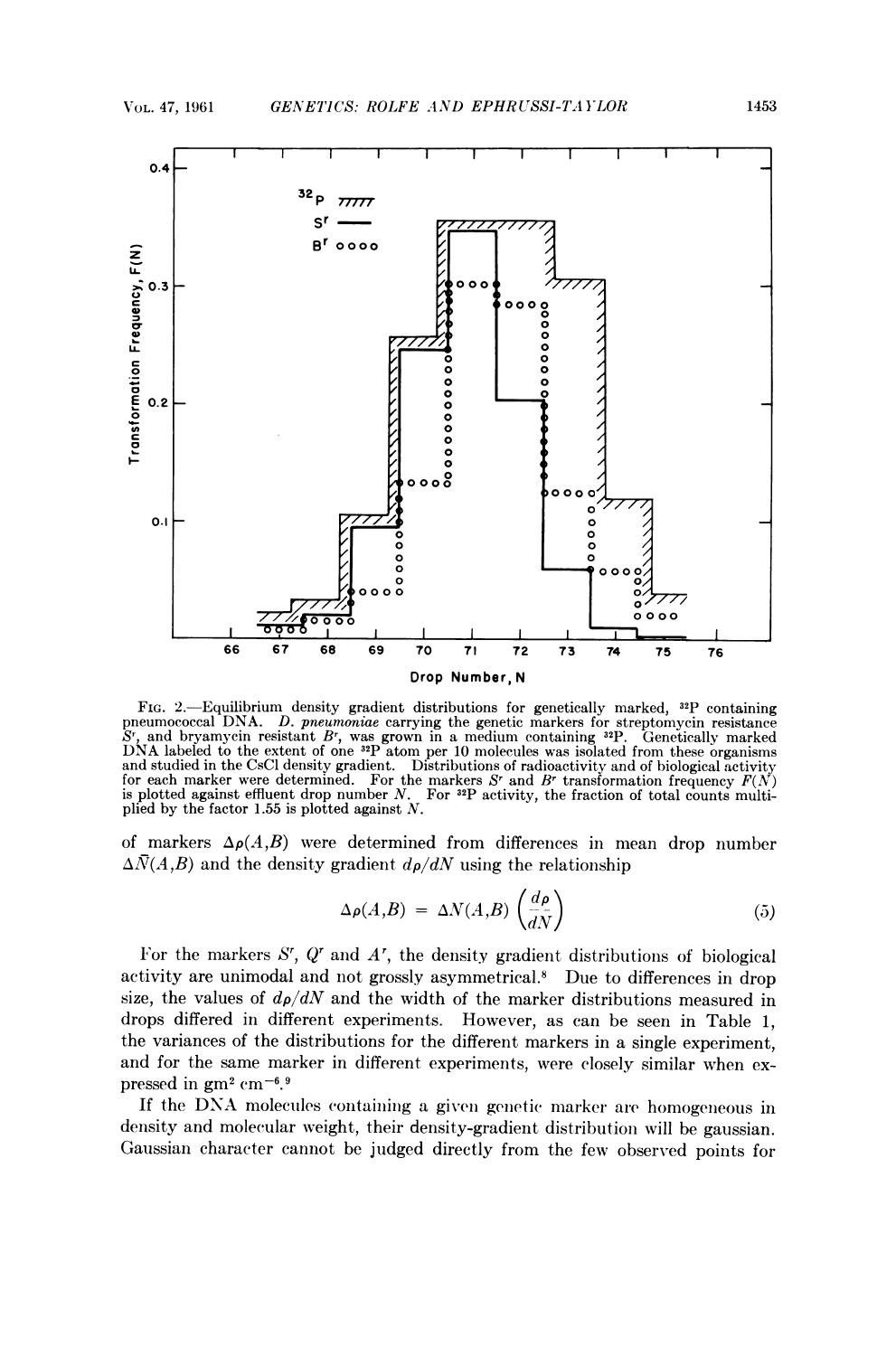FIG. 2.—Equilibrium density gradient distributions for genetically marked, $^{32}P$ containing pneumococcal DNA. *D. pneumoniae* carrying the genetic markers for streptomycin resistance $S^r$, and bryamycin resistant $B^r$, was grown in a medium containing $^{32}P$. Genetically marked DNA labeled to the extent of one $^{32}P$ atom per 10 molecules was isolated from these organisms and studied in the CsCl density gradient. Distributions of radioactivity and of biological activity for each marker were determined. For the markers $S^r$ and $B^r$ transformation frequency $F(N)$ is plotted against effluent drop number $N$. For $^{32}P$ activity, the fraction of total counts multiplied by the factor 1.55 is plotted against $N$.

of markers $\Delta\rho(A,B)$ were determined from differences in mean drop number $\Delta\bar{N}(A,B)$ and the density gradient $d\rho/dN$ using the relationship

$$\Delta\rho(A,B) = \Delta N(A,B)\left(\frac{d\rho}{dN}\right) \tag{5}$$

For the markers $S^r$, $Q^r$ and $A^r$, the density gradient distributions of biological activity are unimodal and not grossly asymmetrical.[8] Due to differences in drop size, the values of $d\rho/dN$ and the width of the marker distributions measured in drops differed in different experiments. However, as can be seen in Table 1, the variances of the distributions for the different markers in a single experiment, and for the same marker in different experiments, were closely similar when expressed in $gm^2\ cm^{-6}$.[9]

If the DNA molecules containing a given genetic marker are homogeneous in density and molecular weight, their density-gradient distribution will be gaussian. Gaussian character cannot be judged directly from the few observed points for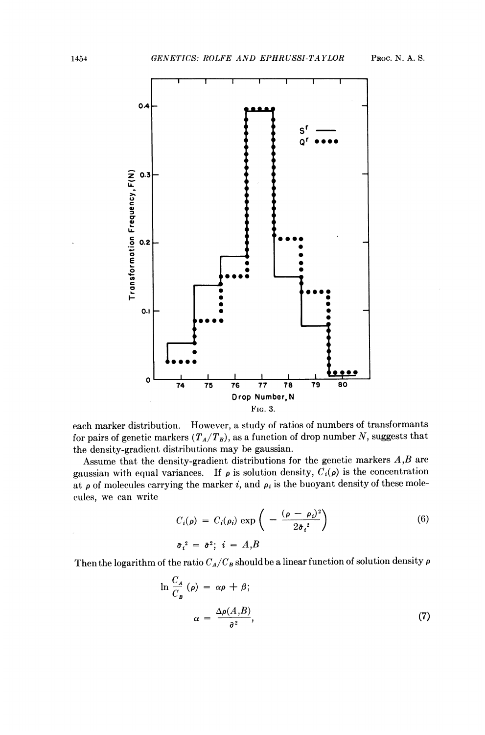FIG. 3.

each marker distribution. However, a study of ratios of numbers of transformants for pairs of genetic markers ($T_A/T_B$), as a function of drop number $N$, suggests that the density-gradient distributions may be gaussian.

Assume that the density-gradient distributions for the genetic markers $A,B$ are gaussian with equal variances. If $\rho$ is solution density, $C_i(\rho)$ is the concentration at $\rho$ of molecules carrying the marker $i$, and $\rho_i$ is the buoyant density of these molecules, we can write

$$C_i(\rho) = C_i(\rho_i) \exp\left( - \frac{(\rho - \rho_i)^2}{2\bar{\sigma}_i^{\,2}} \right) \tag{6}$$

$$\bar{\sigma}_i^{\,2} = \bar{\sigma}^2;\ i = A,B$$

Then the logarithm of the ratio $C_A/C_B$ should be a linear function of solution density $\rho$

$$\ln \frac{C_A}{C_B}(\rho) = \alpha\rho + \beta;$$

$$\alpha = \frac{\Delta\rho(A,B)}{\bar{\sigma}^2}, \tag{7}$$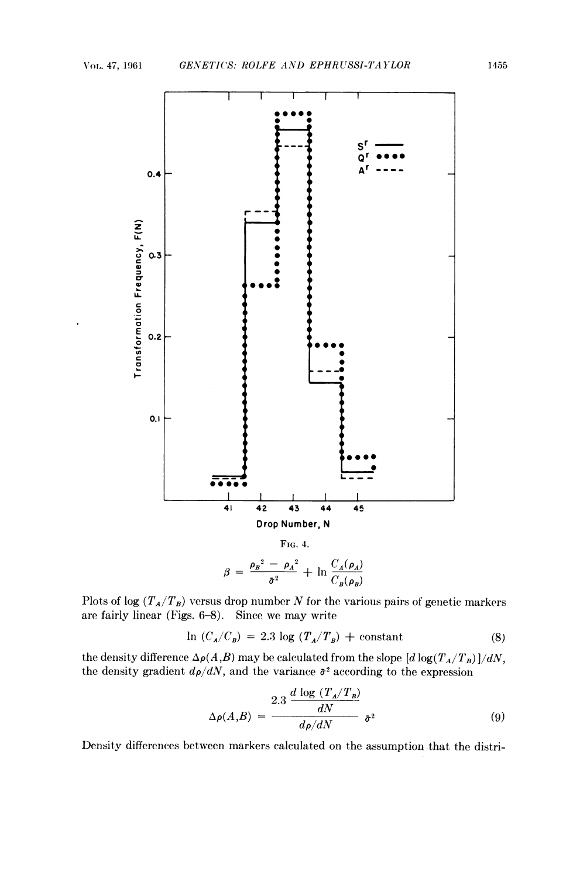FIG. 4.

$$\beta = \frac{\rho_B^2 - \rho_A^2}{\bar{\sigma}^2} + \ln \frac{C_A(\rho_A)}{C_B(\rho_B)}$$

Plots of log $(T_A/T_B)$ versus drop number $N$ for the various pairs of genetic markers are fairly linear (Figs. 6–8). Since we may write

$$\ln (C_A/C_B) = 2.3 \log (T_A/T_B) + \text{constant} \tag{8}$$

the density difference $\Delta\rho(A,B)$ may be calculated from the slope $[d \log(T_A/T_B)]/dN$, the density gradient $d\rho/dN$, and the variance $\bar{\sigma}^2$ according to the expression

$$\Delta\rho(A,B) = \frac{2.3 \dfrac{d \log (T_A/T_B)}{dN}}{d\rho/dN} \bar{\sigma}^2 \tag{9}$$

Density differences between markers calculated on the assumption that the distri-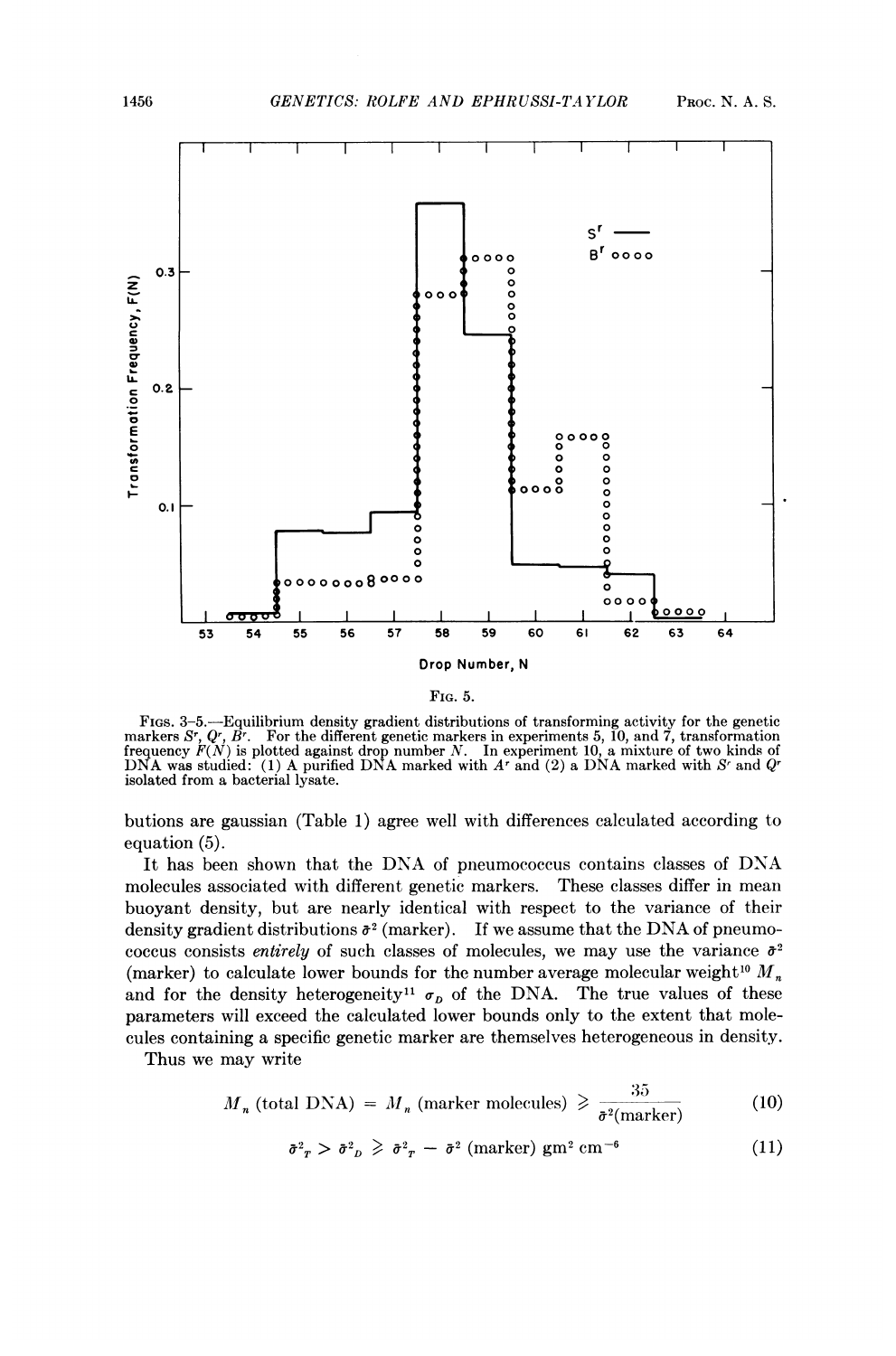FIG. 5.

FIGS. 3–5.—Equilibrium density gradient distributions of transforming activity for the genetic markers $S^r$, $Q^r$, $B^r$. For the different genetic markers in experiments 5, 10, and 7, transformation frequency $F(N)$ is plotted against drop number $N$. In experiment 10, a mixture of two kinds of DNA was studied: (1) A purified DNA marked with $A^r$ and (2) a DNA marked with $S^r$ and $Q^r$ isolated from a bacterial lysate.

butions are gaussian (Table 1) agree well with differences calculated according to equation (5).

It has been shown that the DNA of pneumococcus contains classes of DNA molecules associated with different genetic markers. These classes differ in mean buoyant density, but are nearly identical with respect to the variance of their density gradient distributions $\bar{\sigma}^2$ (marker). If we assume that the DNA of pneumococcus consists *entirely* of such classes of molecules, we may use the variance $\bar{\sigma}^2$ (marker) to calculate lower bounds for the number average molecular weight[10] $M_n$ and for the density heterogeneity[11] $\sigma_D$ of the DNA. The true values of these parameters will exceed the calculated lower bounds only to the extent that molecules containing a specific genetic marker are themselves heterogeneous in density.

Thus we may write

$$M_n \text{ (total DNA)} = M_n \text{ (marker molecules)} \geqslant \frac{35}{\bar{\sigma}^2(\text{marker})} \tag{10}$$

$$\bar{\sigma}^2_T > \bar{\sigma}^2_D \geqslant \bar{\sigma}^2_T - \bar{\sigma}^2 \text{ (marker) gm}^2 \text{ cm}^{-6} \tag{11}$$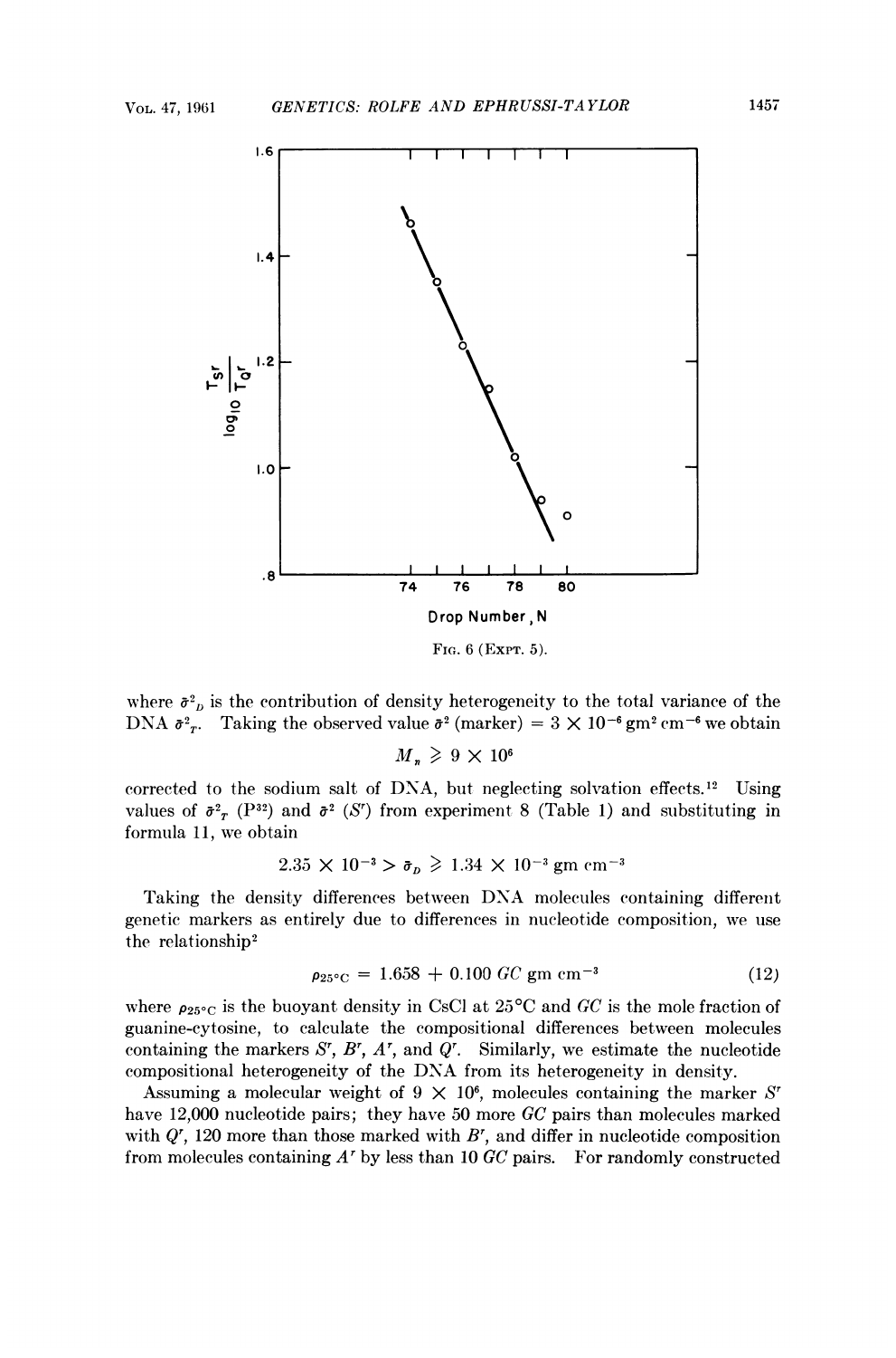FIG. 6 (EXPT. 5).

where $\bar{\sigma}^2_D$ is the contribution of density heterogeneity to the total variance of the DNA $\bar{\sigma}^2_T$. Taking the observed value $\bar{\sigma}^2$ (marker) $= 3 \times 10^{-6}$ gm$^2$ cm$^{-6}$ we obtain

$$M_n \geqslant 9 \times 10^6$$

corrected to the sodium salt of DNA, but neglecting solvation effects.[12] Using values of $\bar{\sigma}^2_T$ ($P^{32}$) and $\bar{\sigma}^2$ ($S^r$) from experiment 8 (Table 1) and substituting in formula 11, we obtain

$$2.35 \times 10^{-3} > \bar{\sigma}_D \geqslant 1.34 \times 10^{-3} \text{ gm cm}^{-3}$$

Taking the density differences between DNA molecules containing different genetic markers as entirely due to differences in nucleotide composition, we use the relationship[2]

$$\rho_{25°\text{C}} = 1.658 + 0.100\, GC \text{ gm cm}^{-3} \tag{12}$$

where $\rho_{25°\text{C}}$ is the buoyant density in CsCl at 25°C and $GC$ is the mole fraction of guanine-cytosine, to calculate the compositional differences between molecules containing the markers $S^r$, $B^r$, $A^r$, and $Q^r$. Similarly, we estimate the nucleotide compositional heterogeneity of the DNA from its heterogeneity in density.

Assuming a molecular weight of $9 \times 10^6$, molecules containing the marker $S^r$ have 12,000 nucleotide pairs; they have 50 more $GC$ pairs than molecules marked with $Q^r$, 120 more than those marked with $B^r$, and differ in nucleotide composition from molecules containing $A^r$ by less than 10 $GC$ pairs. For randomly constructed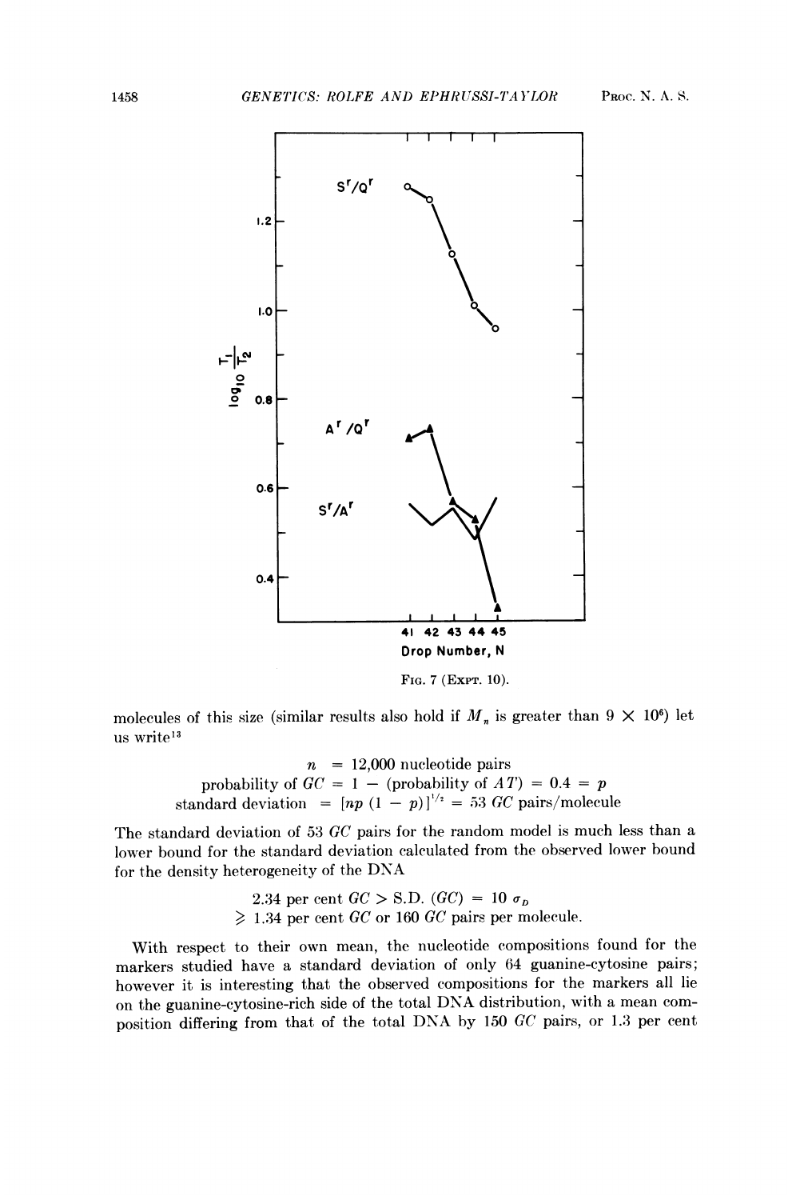FIG. 7 (EXPT. 10).

molecules of this size (similar results also hold if $M_n$ is greater than $9 \times 10^6$) let us write[13]

$$n = 12{,}000 \text{ nucleotide pairs}$$
$$\text{probability of } GC = 1 - (\text{probability of } AT) = 0.4 = p$$
$$\text{standard deviation} = [np(1-p)]^{1/2} = 53\ GC \text{ pairs/molecule}$$

The standard deviation of 53 $GC$ pairs for the random model is much less than a lower bound for the standard deviation calculated from the observed lower bound for the density heterogeneity of the DNA

$$2.34 \text{ per cent } GC > \text{S.D. } (GC) = 10\ \sigma_D$$
$$\geqslant 1.34 \text{ per cent } GC \text{ or } 160\ GC \text{ pairs per molecule.}$$

With respect to their own mean, the nucleotide compositions found for the markers studied have a standard deviation of only 64 guanine-cytosine pairs; however it is interesting that the observed compositions for the markers all lie on the guanine-cytosine-rich side of the total DNA distribution, with a mean composition differing from that of the total DNA by 150 $GC$ pairs, or 1.3 per cent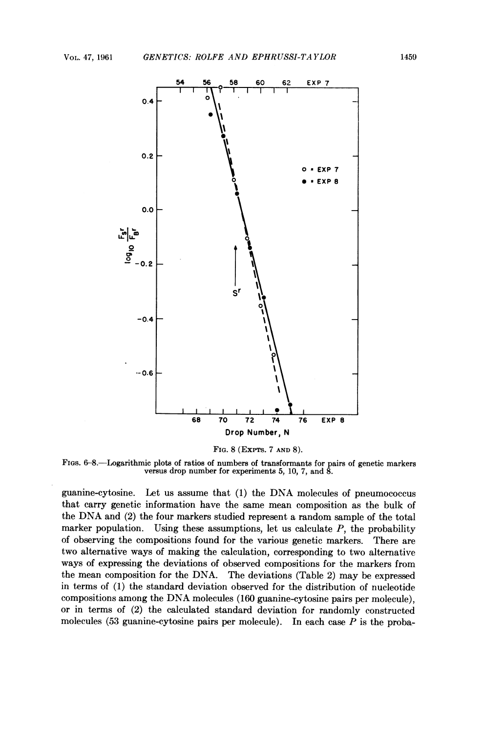FIG. 8 (EXPTS. 7 AND 8).

FIGS. 6–8.—Logarithmic plots of ratios of numbers of transformants for pairs of genetic markers versus drop number for experiments 5, 10, 7, and 8.

guanine-cytosine. Let us assume that (1) the DNA molecules of pneumococcus that carry genetic information have the same mean composition as the bulk of the DNA and (2) the four markers studied represent a random sample of the total marker population. Using these assumptions, let us calculate $P$, the probability of observing the compositions found for the various genetic markers. There are two alternative ways of making the calculation, corresponding to two alternative ways of expressing the deviations of observed compositions for the markers from the mean composition for the DNA. The deviations (Table 2) may be expressed in terms of (1) the standard deviation observed for the distribution of nucleotide compositions among the DNA molecules (160 guanine-cytosine pairs per molecule), or in terms of (2) the calculated standard deviation for randomly constructed molecules (53 guanine-cytosine pairs per molecule). In each case $P$ is the proba-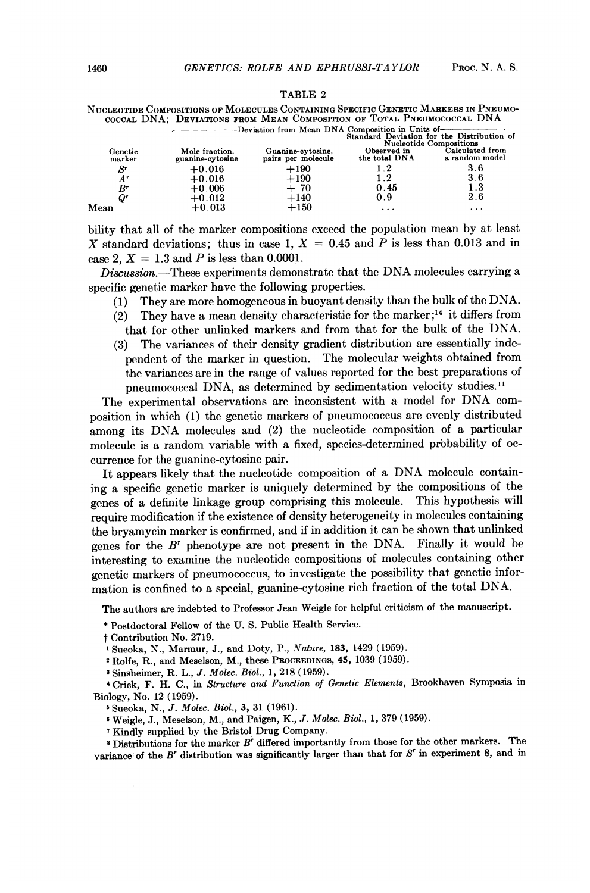TABLE 2

NUCLEOTIDE COMPOSITIONS OF MOLECULES CONTAINING SPECIFIC GENETIC MARKERS IN PNEUMOCOCCAL DNA; DEVIATIONS FROM MEAN COMPOSITION OF TOTAL PNEUMOCOCCAL DNA

| | Deviation from Mean DNA Composition in Units of— | | | |
|---|---|---|---|---|
| | | | Standard Deviation for the Distribution of Nucleotide Compositions | |
| Genetic marker | Mole fraction, guanine-cytosine | Guanine-cytosine, pairs per molecule | Observed in the total DNA | Calculated from a random model |
| $S^r$ | +0.016 | +190 | 1.2 | 3.6 |
| $A^r$ | +0.016 | +190 | 1.2 | 3.6 |
| $B^r$ | +0.006 | + 70 | 0.45 | 1.3 |
| $Q^r$ | +0.012 | +140 | 0.9 | 2.6 |
| Mean | +0.013 | +150 | ... | ... |

bility that all of the marker compositions exceed the population mean by at least $X$ standard deviations; thus in case 1, $X = 0.45$ and $P$ is less than 0.013 and in case 2, $X = 1.3$ and $P$ is less than 0.0001.

*Discussion.*—These experiments demonstrate that the DNA molecules carrying a specific genetic marker have the following properties.

(1) They are more homogeneous in buoyant density than the bulk of the DNA.

(2) They have a mean density characteristic for the marker;[14] it differs from that for other unlinked markers and from that for the bulk of the DNA.

(3) The variances of their density gradient distribution are essentially independent of the marker in question. The molecular weights obtained from the variances are in the range of values reported for the best preparations of pneumococcal DNA, as determined by sedimentation velocity studies.[11]

The experimental observations are inconsistent with a model for DNA composition in which (1) the genetic markers of pneumococcus are evenly distributed among its DNA molecules and (2) the nucleotide composition of a particular molecule is a random variable with a fixed, species-determined probability of occurrence for the guanine-cytosine pair.

It appears likely that the nucleotide composition of a DNA molecule containing a specific genetic marker is uniquely determined by the compositions of the genes of a definite linkage group comprising this molecule. This hypothesis will require modification if the existence of density heterogeneity in molecules containing the bryamycin marker is confirmed, and if in addition it can be shown that unlinked genes for the $B^r$ phenotype are not present in the DNA. Finally it would be interesting to examine the nucleotide compositions of molecules containing other genetic markers of pneumococcus, to investigate the possibility that genetic information is confined to a special, guanine-cytosine rich fraction of the total DNA.

The authors are indebted to Professor Jean Weigle for helpful criticism of the manuscript.

\* Postdoctoral Fellow of the U. S. Public Health Service.

† Contribution No. 2719.

[1] Sueoka, N., Marmur, J., and Doty, P., *Nature*, **183**, 1429 (1959).

[2] Rolfe, R., and Meselson, M., these PROCEEDINGS, **45**, 1039 (1959).

[3] Sinsheimer, R. L., *J. Molec. Biol.*, **1**, 218 (1959).

[4] Crick, F. H. C., in *Structure and Function of Genetic Elements*, Brookhaven Symposia in Biology, No. 12 (1959).

[5] Sueoka, N., *J. Molec. Biol.*, **3**, 31 (1961).

[6] Weigle, J., Meselson, M., and Paigen, K., *J. Molec. Biol.*, **1**, 379 (1959).

[7] Kindly supplied by the Bristol Drug Company.

[8] Distributions for the marker $B^r$ differed importantly from those for the other markers. The variance of the $B^r$ distribution was significantly larger than that for $S^r$ in experiment 8, and in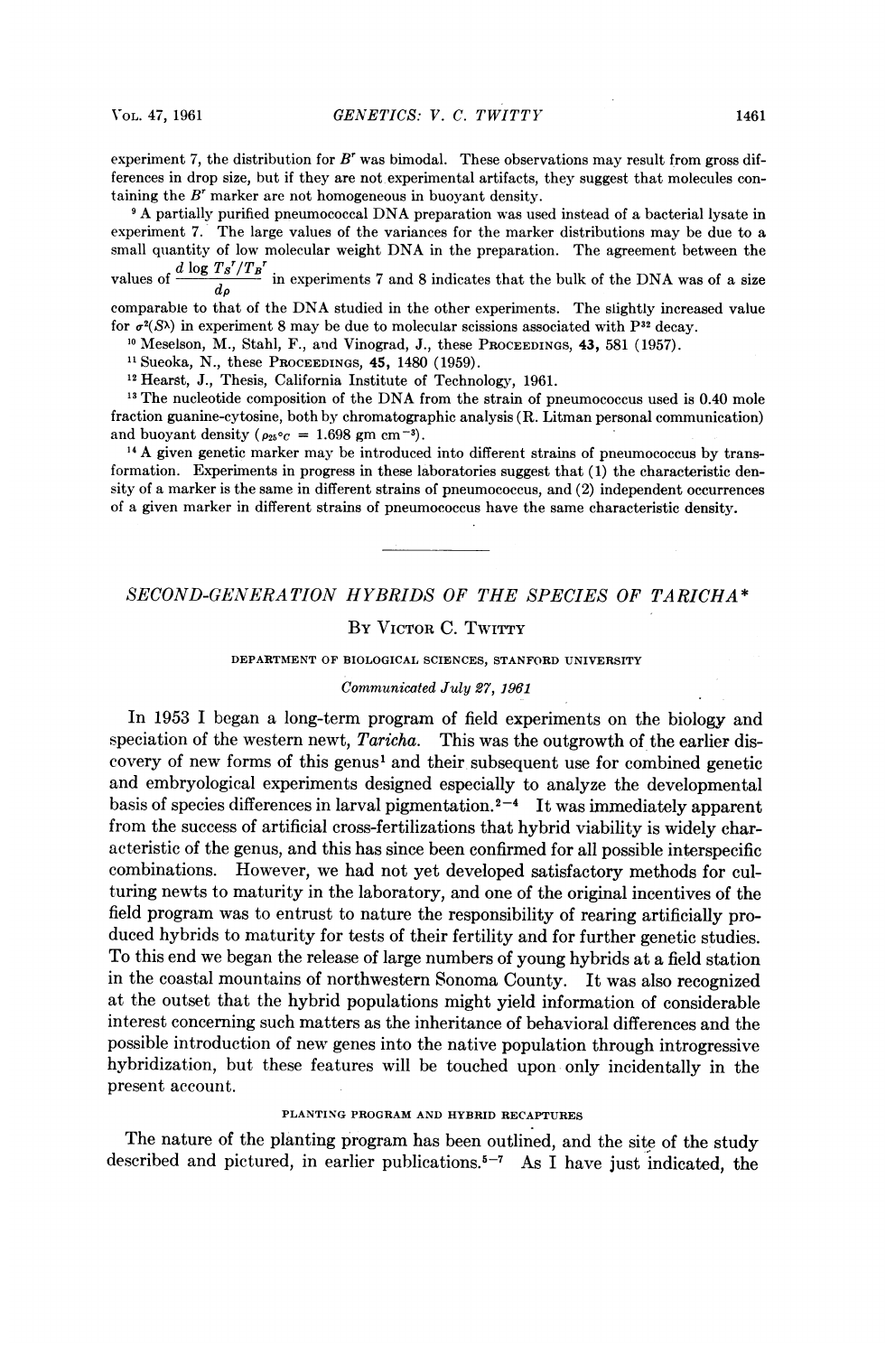experiment 7, the distribution for $B^r$ was bimodal. These observations may result from gross differences in drop size, but if they are not experimental artifacts, they suggest that molecules containing the $B^r$ marker are not homogeneous in buoyant density.

[9] A partially purified pneumococcal DNA preparation was used instead of a bacterial lysate in experiment 7. The large values of the variances for the marker distributions may be due to a small quantity of low molecular weight DNA in the preparation. The agreement between the values of $\frac{d \log T_S{}^r/T_B{}^r}{d\rho}$ in experiments 7 and 8 indicates that the bulk of the DNA was of a size comparable to that of the DNA studied in the other experiments. The slightly increased value for $\sigma^2(S^\lambda)$ in experiment 8 may be due to molecular scissions associated with $P^{32}$ decay.

[10] Meselson, M., Stahl, F., and Vinograd, J., these PROCEEDINGS, **43**, 581 (1957).

[11] Sueoka, N., these PROCEEDINGS, **45**, 1480 (1959).

[12] Hearst, J., Thesis, California Institute of Technology, 1961.

[13] The nucleotide composition of the DNA from the strain of pneumococcus used is 0.40 mole fraction guanine-cytosine, both by chromatographic analysis (R. Litman personal communication) and buoyant density ($\rho_{25°C}$ = 1.698 gm cm$^{-3}$).

[14] A given genetic marker may be introduced into different strains of pneumococcus by transformation. Experiments in progress in these laboratories suggest that (1) the characteristic density of a marker is the same in different strains of pneumococcus, and (2) independent occurrences of a given marker in different strains of pneumococcus have the same characteristic density.

---

# SECOND-GENERATION HYBRIDS OF THE SPECIES OF *TARICHA**

By Victor C. Twitty

DEPARTMENT OF BIOLOGICAL SCIENCES, STANFORD UNIVERSITY

*Communicated July 27, 1961*

In 1953 I began a long-term program of field experiments on the biology and speciation of the western newt, *Taricha*. This was the outgrowth of the earlier discovery of new forms of this genus[1] and their subsequent use for combined genetic and embryological experiments designed especially to analyze the developmental basis of species differences in larval pigmentation.[2–4] It was immediately apparent from the success of artificial cross-fertilizations that hybrid viability is widely characteristic of the genus, and this has since been confirmed for all possible interspecific combinations. However, we had not yet developed satisfactory methods for culturing newts to maturity in the laboratory, and one of the original incentives of the field program was to entrust to nature the responsibility of rearing artificially produced hybrids to maturity for tests of their fertility and for further genetic studies. To this end we began the release of large numbers of young hybrids at a field station in the coastal mountains of northwestern Sonoma County. It was also recognized at the outset that the hybrid populations might yield information of considerable interest concerning such matters as the inheritance of behavioral differences and the possible introduction of new genes into the native population through introgressive hybridization, but these features will be touched upon only incidentally in the present account.

### PLANTING PROGRAM AND HYBRID RECAPTURES

The nature of the planting program has been outlined, and the site of the study described and pictured, in earlier publications.[5–7] As I have just indicated, the